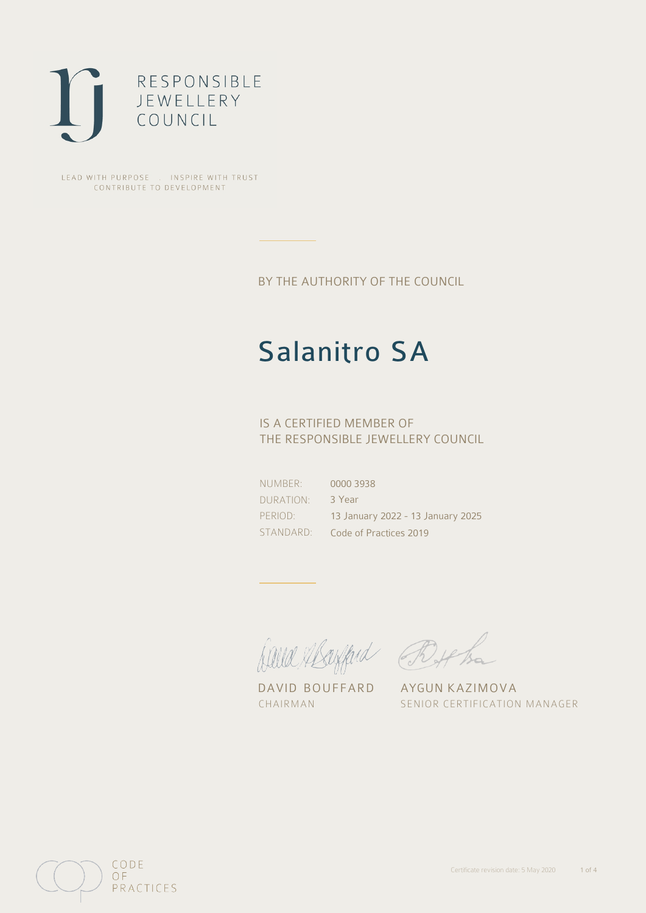RESPONSIBLE
JEWELLERY
COUNCIL

LEAD WITH PURPOSE . INSPIRE WITH TRUST
CONTRIBUTE TO DEVELOPMENT

BY THE AUTHORITY OF THE COUNCIL

# Salanitro SA

IS A CERTIFIED MEMBER OF
THE RESPONSIBLE JEWELLERY COUNCIL

| | |
|---|---|
| NUMBER: | 0000 3938 |
| DURATION: | 3 Year |
| PERIOD: | 13 January 2022 - 13 January 2025 |
| STANDARD: | Code of Practices 2019 |

DAVID BOUFFARD
CHAIRMAN

AYGUN KAZIMOVA
SENIOR CERTIFICATION MANAGER

CODE
OF
PRACTICES

Certificate revision date: 5 May 2020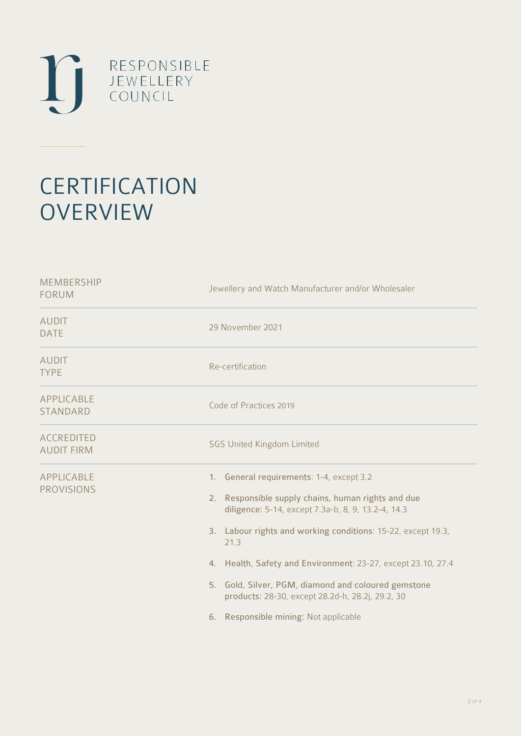RESPONSIBLE
JEWELLERY
COUNCIL

# CERTIFICATION OVERVIEW

| | |
|---|---|
| MEMBERSHIP FORUM | Jewellery and Watch Manufacturer and/or Wholesaler |
| AUDIT DATE | 29 November 2021 |
| AUDIT TYPE | Re-certification |
| APPLICABLE STANDARD | Code of Practices 2019 |
| ACCREDITED AUDIT FIRM | SGS United Kingdom Limited |
| APPLICABLE PROVISIONS | 1. **General requirements**: 1-4, except 3.2<br>2. **Responsible supply chains, human rights and due diligence**: 5-14, except 7.3a-b, 8, 9, 13.2-4, 14.3<br>3. **Labour rights and working conditions**: 15-22, except 19.3, 21.3<br>4. **Health, Safety and Environment**: 23-27, except 23.10, 27.4<br>5. **Gold, Silver, PGM, diamond and coloured gemstone products**: 28-30, except 28.2d-h, 28.2j, 29.2, 30<br>6. **Responsible mining**: Not applicable |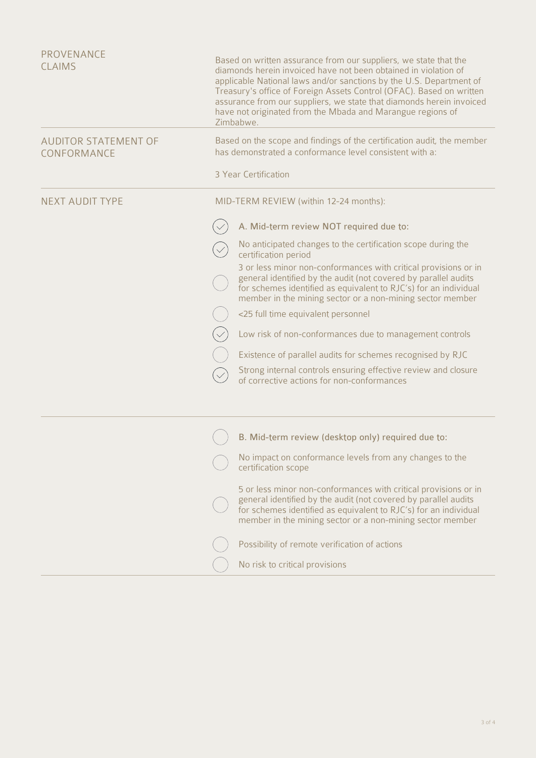| | |
|---|---|
| PROVENANCE CLAIMS | Based on written assurance from our suppliers, we state that the diamonds herein invoiced have not been obtained in violation of applicable National laws and/or sanctions by the U.S. Department of Treasury's office of Foreign Assets Control (OFAC). Based on written assurance from our suppliers, we state that diamonds herein invoiced have not originated from the Mbada and Marangue regions of Zimbabwe. |
| AUDITOR STATEMENT OF CONFORMANCE | Based on the scope and findings of the certification audit, the member has demonstrated a conformance level consistent with a:<br><br>3 Year Certification |
| NEXT AUDIT TYPE | MID-TERM REVIEW (within 12-24 months): |

- [x] A. Mid-term review NOT required due to:
  - [x] No anticipated changes to the certification scope during the certification period
  - [ ] 3 or less minor non-conformances with critical provisions or in general identified by the audit (not covered by parallel audits for schemes identified as equivalent to RJC's) for an individual member in the mining sector or a non-mining sector member
  - [ ] <25 full time equivalent personnel
  - [x] Low risk of non-conformances due to management controls
  - [ ] Existence of parallel audits for schemes recognised by RJC
  - [x] Strong internal controls ensuring effective review and closure of corrective actions for non-conformances

- [ ] B. Mid-term review (desktop only) required due to:
  - [ ] No impact on conformance levels from any changes to the certification scope
  - [ ] 5 or less minor non-conformances with critical provisions or in general identified by the audit (not covered by parallel audits for schemes identified as equivalent to RJC's) for an individual member in the mining sector or a non-mining sector member
  - [ ] Possibility of remote verification of actions
  - [ ] No risk to critical provisions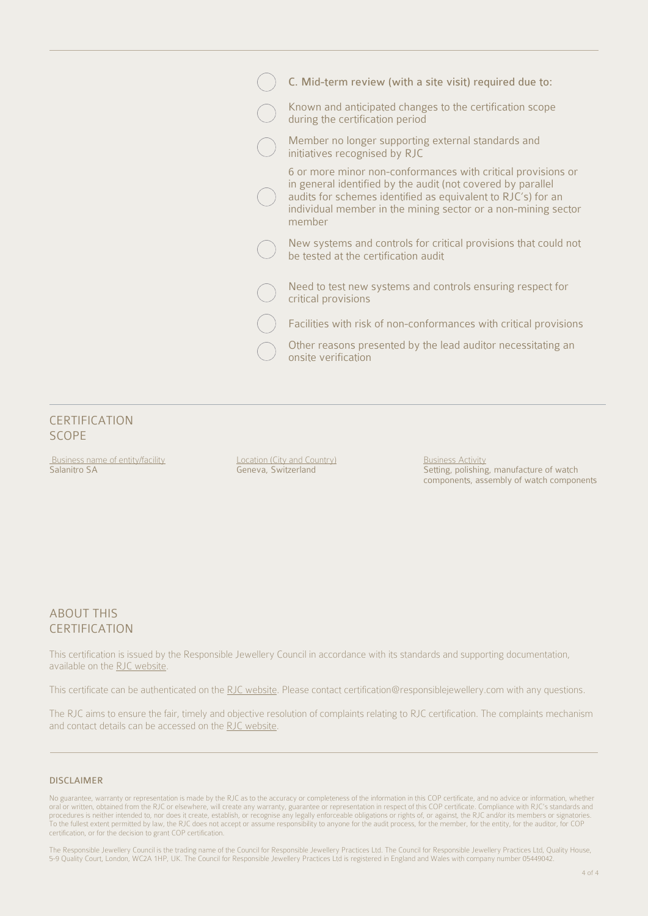C. Mid-term review (with a site visit) required due to:

- Known and anticipated changes to the certification scope during the certification period
- Member no longer supporting external standards and initiatives recognised by RJC
- 6 or more minor non-conformances with critical provisions or in general identified by the audit (not covered by parallel audits for schemes identified as equivalent to RJC's) for an individual member in the mining sector or a non-mining sector member
- New systems and controls for critical provisions that could not be tested at the certification audit
- Need to test new systems and controls ensuring respect for critical provisions
- Facilities with risk of non-conformances with critical provisions
- Other reasons presented by the lead auditor necessitating an onsite verification

## CERTIFICATION SCOPE

| Business name of entity/facility | Location (City and Country) | Business Activity |
|---|---|---|
| Salanitro SA | Geneva, Switzerland | Setting, polishing, manufacture of watch components, assembly of watch components |

## ABOUT THIS CERTIFICATION

This certification is issued by the Responsible Jewellery Council in accordance with its standards and supporting documentation, available on the RJC website.

This certificate can be authenticated on the RJC website. Please contact certification@responsiblejewellery.com with any questions.

The RJC aims to ensure the fair, timely and objective resolution of complaints relating to RJC certification. The complaints mechanism and contact details can be accessed on the RJC website.

### DISCLAIMER

No guarantee, warranty or representation is made by the RJC as to the accuracy or completeness of the information in this COP certificate, and no advice or information, whether oral or written, obtained from the RJC or elsewhere, will create any warranty, guarantee or representation in respect of this COP certificate. Compliance with RJC's standards and procedures is neither intended to, nor does it create, establish, or recognise any legally enforceable obligations or rights of, or against, the RJC and/or its members or signatories. To the fullest extent permitted by law, the RJC does not accept or assume responsibility to anyone for the audit process, for the member, for the entity, for the auditor, for COP certification, or for the decision to grant COP certification.

The Responsible Jewellery Council is the trading name of the Council for Responsible Jewellery Practices Ltd. The Council for Responsible Jewellery Practices Ltd, Quality House, 5-9 Quality Court, London, WC2A 1HP, UK. The Council for Responsible Jewellery Practices Ltd is registered in England and Wales with company number 05449042.